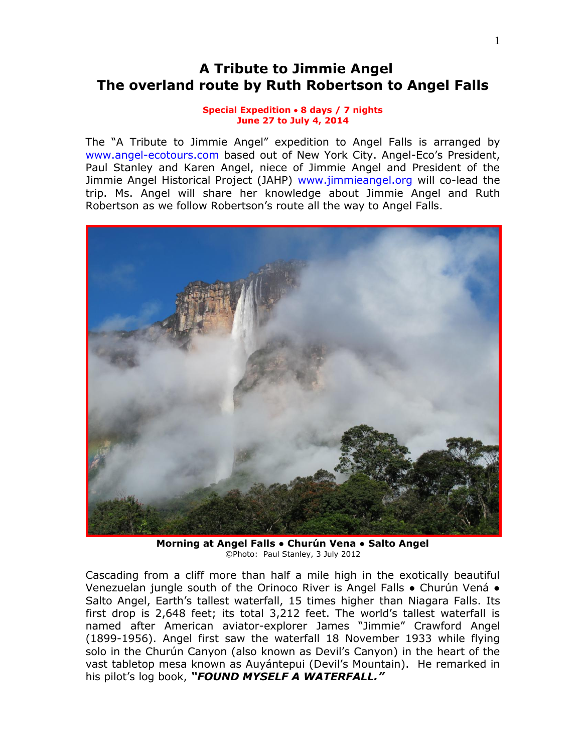# A Tribute to Jimmie Angel
# The overland route by Ruth Robertson to Angel Falls

**Special Expedition • 8 days / 7 nights**
**June 27 to July 4, 2014**

The "A Tribute to Jimmie Angel" expedition to Angel Falls is arranged by www.angel-ecotours.com based out of New York City. Angel-Eco's President, Paul Stanley and Karen Angel, niece of Jimmie Angel and President of the Jimmie Angel Historical Project (JAHP) www.jimmieangel.org will co-lead the trip. Ms. Angel will share her knowledge about Jimmie Angel and Ruth Robertson as we follow Robertson's route all the way to Angel Falls.

**Morning at Angel Falls • Churún Vena • Salto Angel**
©Photo: Paul Stanley, 3 July 2012

Cascading from a cliff more than half a mile high in the exotically beautiful Venezuelan jungle south of the Orinoco River is Angel Falls • Churún Vená • Salto Angel, Earth's tallest waterfall, 15 times higher than Niagara Falls. Its first drop is 2,648 feet; its total 3,212 feet. The world's tallest waterfall is named after American aviator-explorer James "Jimmie" Crawford Angel (1899-1956). Angel first saw the waterfall 18 November 1933 while flying solo in the Churún Canyon (also known as Devil's Canyon) in the heart of the vast tabletop mesa known as Auyántepui (Devil's Mountain). He remarked in his pilot's log book, ***"FOUND MYSELF A WATERFALL."***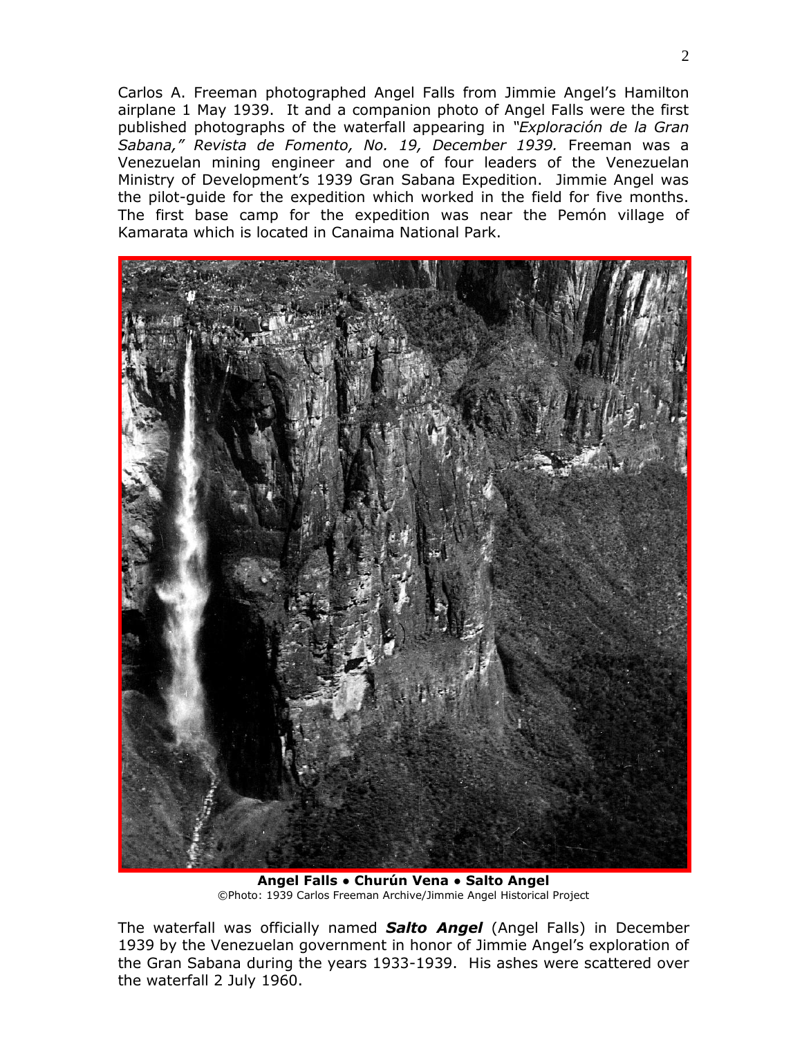Carlos A. Freeman photographed Angel Falls from Jimmie Angel's Hamilton airplane 1 May 1939. It and a companion photo of Angel Falls were the first published photographs of the waterfall appearing in *"Exploración de la Gran Sabana," Revista de Fomento, No. 19, December 1939.* Freeman was a Venezuelan mining engineer and one of four leaders of the Venezuelan Ministry of Development's 1939 Gran Sabana Expedition. Jimmie Angel was the pilot-guide for the expedition which worked in the field for five months. The first base camp for the expedition was near the Pemón village of Kamarata which is located in Canaima National Park.

**Angel Falls • Churún Vena • Salto Angel**
©Photo: 1939 Carlos Freeman Archive/Jimmie Angel Historical Project

The waterfall was officially named ***Salto Angel*** (Angel Falls) in December 1939 by the Venezuelan government in honor of Jimmie Angel's exploration of the Gran Sabana during the years 1933-1939. His ashes were scattered over the waterfall 2 July 1960.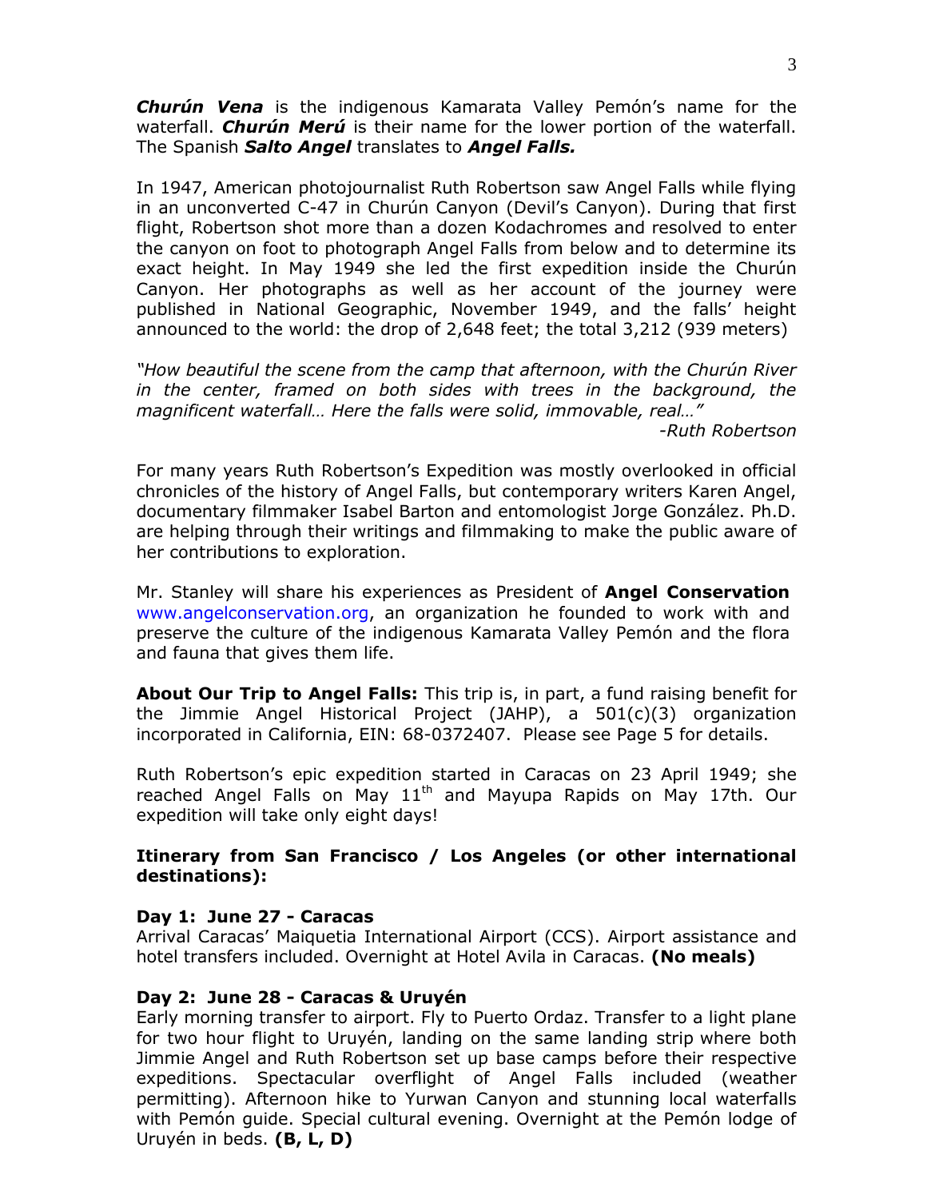***Churún Vena*** is the indigenous Kamarata Valley Pemón's name for the waterfall. ***Churún Merú*** is their name for the lower portion of the waterfall. The Spanish ***Salto Angel*** translates to ***Angel Falls.***

In 1947, American photojournalist Ruth Robertson saw Angel Falls while flying in an unconverted C-47 in Churún Canyon (Devil's Canyon). During that first flight, Robertson shot more than a dozen Kodachromes and resolved to enter the canyon on foot to photograph Angel Falls from below and to determine its exact height. In May 1949 she led the first expedition inside the Churún Canyon. Her photographs as well as her account of the journey were published in National Geographic, November 1949, and the falls' height announced to the world: the drop of 2,648 feet; the total 3,212 (939 meters)

*"How beautiful the scene from the camp that afternoon, with the Churún River in the center, framed on both sides with trees in the background, the magnificent waterfall… Here the falls were solid, immovable, real…"*

*-Ruth Robertson*

For many years Ruth Robertson's Expedition was mostly overlooked in official chronicles of the history of Angel Falls, but contemporary writers Karen Angel, documentary filmmaker Isabel Barton and entomologist Jorge González. Ph.D. are helping through their writings and filmmaking to make the public aware of her contributions to exploration.

Mr. Stanley will share his experiences as President of **Angel Conservation** www.angelconservation.org, an organization he founded to work with and preserve the culture of the indigenous Kamarata Valley Pemón and the flora and fauna that gives them life.

**About Our Trip to Angel Falls:** This trip is, in part, a fund raising benefit for the Jimmie Angel Historical Project (JAHP), a 501(c)(3) organization incorporated in California, EIN: 68-0372407. Please see Page 5 for details.

Ruth Robertson's epic expedition started in Caracas on 23 April 1949; she reached Angel Falls on May 11th and Mayupa Rapids on May 17th. Our expedition will take only eight days!

### Itinerary from San Francisco / Los Angeles (or other international destinations):

**Day 1: June 27 - Caracas**
Arrival Caracas' Maiquetia International Airport (CCS). Airport assistance and hotel transfers included. Overnight at Hotel Avila in Caracas. **(No meals)**

**Day 2: June 28 - Caracas & Uruyén**
Early morning transfer to airport. Fly to Puerto Ordaz. Transfer to a light plane for two hour flight to Uruyén, landing on the same landing strip where both Jimmie Angel and Ruth Robertson set up base camps before their respective expeditions. Spectacular overflight of Angel Falls included (weather permitting). Afternoon hike to Yurwan Canyon and stunning local waterfalls with Pemón guide. Special cultural evening. Overnight at the Pemón lodge of Uruyén in beds. **(B, L, D)**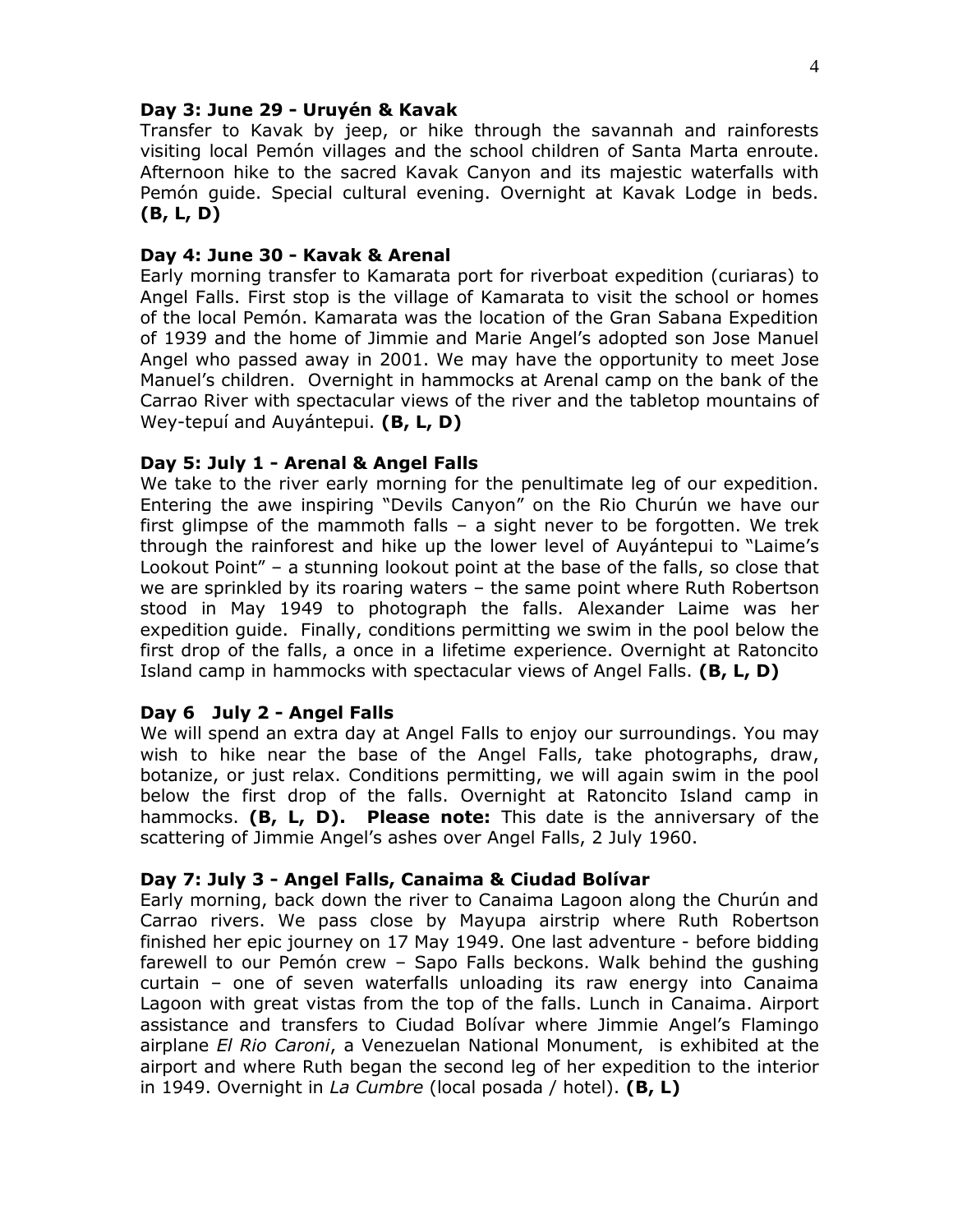### Day 3: June 29 - Uruyén & Kavak

Transfer to Kavak by jeep, or hike through the savannah and rainforests visiting local Pemón villages and the school children of Santa Marta enroute. Afternoon hike to the sacred Kavak Canyon and its majestic waterfalls with Pemón guide. Special cultural evening. Overnight at Kavak Lodge in beds. **(B, L, D)**

### Day 4: June 30 - Kavak & Arenal

Early morning transfer to Kamarata port for riverboat expedition (curiaras) to Angel Falls. First stop is the village of Kamarata to visit the school or homes of the local Pemón. Kamarata was the location of the Gran Sabana Expedition of 1939 and the home of Jimmie and Marie Angel's adopted son Jose Manuel Angel who passed away in 2001. We may have the opportunity to meet Jose Manuel's children. Overnight in hammocks at Arenal camp on the bank of the Carrao River with spectacular views of the river and the tabletop mountains of Wey-tepuí and Auyántepui. **(B, L, D)**

### Day 5: July 1 - Arenal & Angel Falls

We take to the river early morning for the penultimate leg of our expedition. Entering the awe inspiring "Devils Canyon" on the Rio Churún we have our first glimpse of the mammoth falls – a sight never to be forgotten. We trek through the rainforest and hike up the lower level of Auyántepui to "Laime's Lookout Point" – a stunning lookout point at the base of the falls, so close that we are sprinkled by its roaring waters – the same point where Ruth Robertson stood in May 1949 to photograph the falls. Alexander Laime was her expedition guide. Finally, conditions permitting we swim in the pool below the first drop of the falls, a once in a lifetime experience. Overnight at Ratoncito Island camp in hammocks with spectacular views of Angel Falls. **(B, L, D)**

### Day 6 July 2 - Angel Falls

We will spend an extra day at Angel Falls to enjoy our surroundings. You may wish to hike near the base of the Angel Falls, take photographs, draw, botanize, or just relax. Conditions permitting, we will again swim in the pool below the first drop of the falls. Overnight at Ratoncito Island camp in hammocks. **(B, L, D). Please note:** This date is the anniversary of the scattering of Jimmie Angel's ashes over Angel Falls, 2 July 1960.

### Day 7: July 3 - Angel Falls, Canaima & Ciudad Bolívar

Early morning, back down the river to Canaima Lagoon along the Churún and Carrao rivers. We pass close by Mayupa airstrip where Ruth Robertson finished her epic journey on 17 May 1949. One last adventure - before bidding farewell to our Pemón crew – Sapo Falls beckons. Walk behind the gushing curtain – one of seven waterfalls unloading its raw energy into Canaima Lagoon with great vistas from the top of the falls. Lunch in Canaima. Airport assistance and transfers to Ciudad Bolívar where Jimmie Angel's Flamingo airplane *El Rio Caroni*, a Venezuelan National Monument, is exhibited at the airport and where Ruth began the second leg of her expedition to the interior in 1949. Overnight in *La Cumbre* (local posada / hotel). **(B, L)**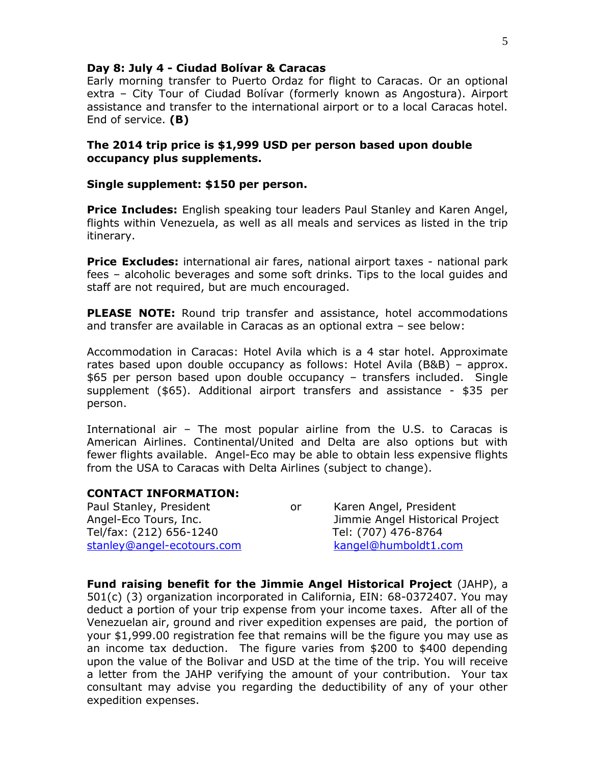**Day 8: July 4 - Ciudad Bolívar & Caracas**
Early morning transfer to Puerto Ordaz for flight to Caracas. Or an optional extra – City Tour of Ciudad Bolívar (formerly known as Angostura). Airport assistance and transfer to the international airport or to a local Caracas hotel. End of service. **(B)**

**The 2014 trip price is $1,999 USD per person based upon double occupancy plus supplements.**

**Single supplement: $150 per person.**

**Price Includes:** English speaking tour leaders Paul Stanley and Karen Angel, flights within Venezuela, as well as all meals and services as listed in the trip itinerary.

**Price Excludes:** international air fares, national airport taxes - national park fees – alcoholic beverages and some soft drinks. Tips to the local guides and staff are not required, but are much encouraged.

**PLEASE NOTE:** Round trip transfer and assistance, hotel accommodations and transfer are available in Caracas as an optional extra – see below:

Accommodation in Caracas: Hotel Avila which is a 4 star hotel. Approximate rates based upon double occupancy as follows: Hotel Avila (B&B) – approx. $65 per person based upon double occupancy – transfers included. Single supplement ($65). Additional airport transfers and assistance - $35 per person.

International air – The most popular airline from the U.S. to Caracas is American Airlines. Continental/United and Delta are also options but with fewer flights available. Angel-Eco may be able to obtain less expensive flights from the USA to Caracas with Delta Airlines (subject to change).

**CONTACT INFORMATION:**

Paul Stanley, President
Angel-Eco Tours, Inc.
Tel/fax: (212) 656-1240
stanley@angel-ecotours.com

or

Karen Angel, President
Jimmie Angel Historical Project
Tel: (707) 476-8764
kangel@humboldt1.com

**Fund raising benefit for the Jimmie Angel Historical Project** (JAHP), a 501(c) (3) organization incorporated in California, EIN: 68-0372407. You may deduct a portion of your trip expense from your income taxes. After all of the Venezuelan air, ground and river expedition expenses are paid, the portion of your $1,999.00 registration fee that remains will be the figure you may use as an income tax deduction. The figure varies from $200 to $400 depending upon the value of the Bolivar and USD at the time of the trip. You will receive a letter from the JAHP verifying the amount of your contribution. Your tax consultant may advise you regarding the deductibility of any of your other expedition expenses.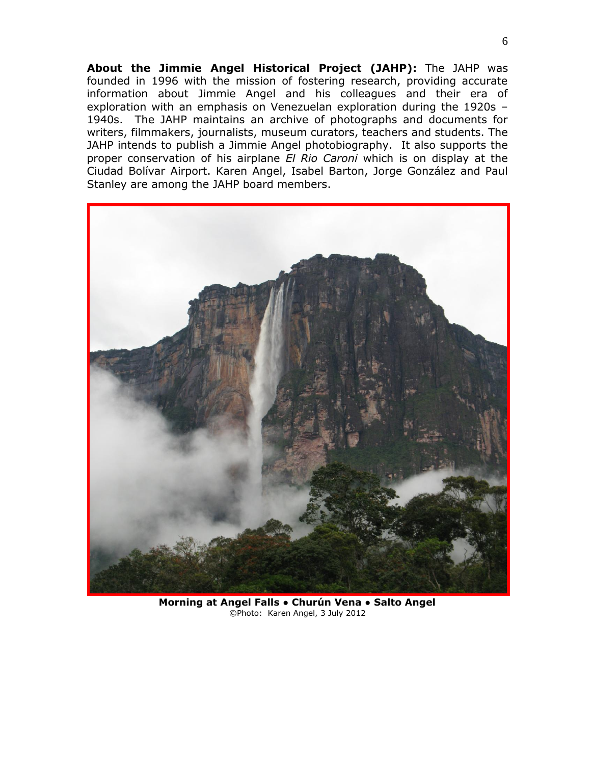**About the Jimmie Angel Historical Project (JAHP):** The JAHP was founded in 1996 with the mission of fostering research, providing accurate information about Jimmie Angel and his colleagues and their era of exploration with an emphasis on Venezuelan exploration during the 1920s – 1940s. The JAHP maintains an archive of photographs and documents for writers, filmmakers, journalists, museum curators, teachers and students. The JAHP intends to publish a Jimmie Angel photobiography. It also supports the proper conservation of his airplane *El Rio Caroni* which is on display at the Ciudad Bolívar Airport. Karen Angel, Isabel Barton, Jorge González and Paul Stanley are among the JAHP board members.

**Morning at Angel Falls • Churún Vena • Salto Angel**
©Photo: Karen Angel, 3 July 2012